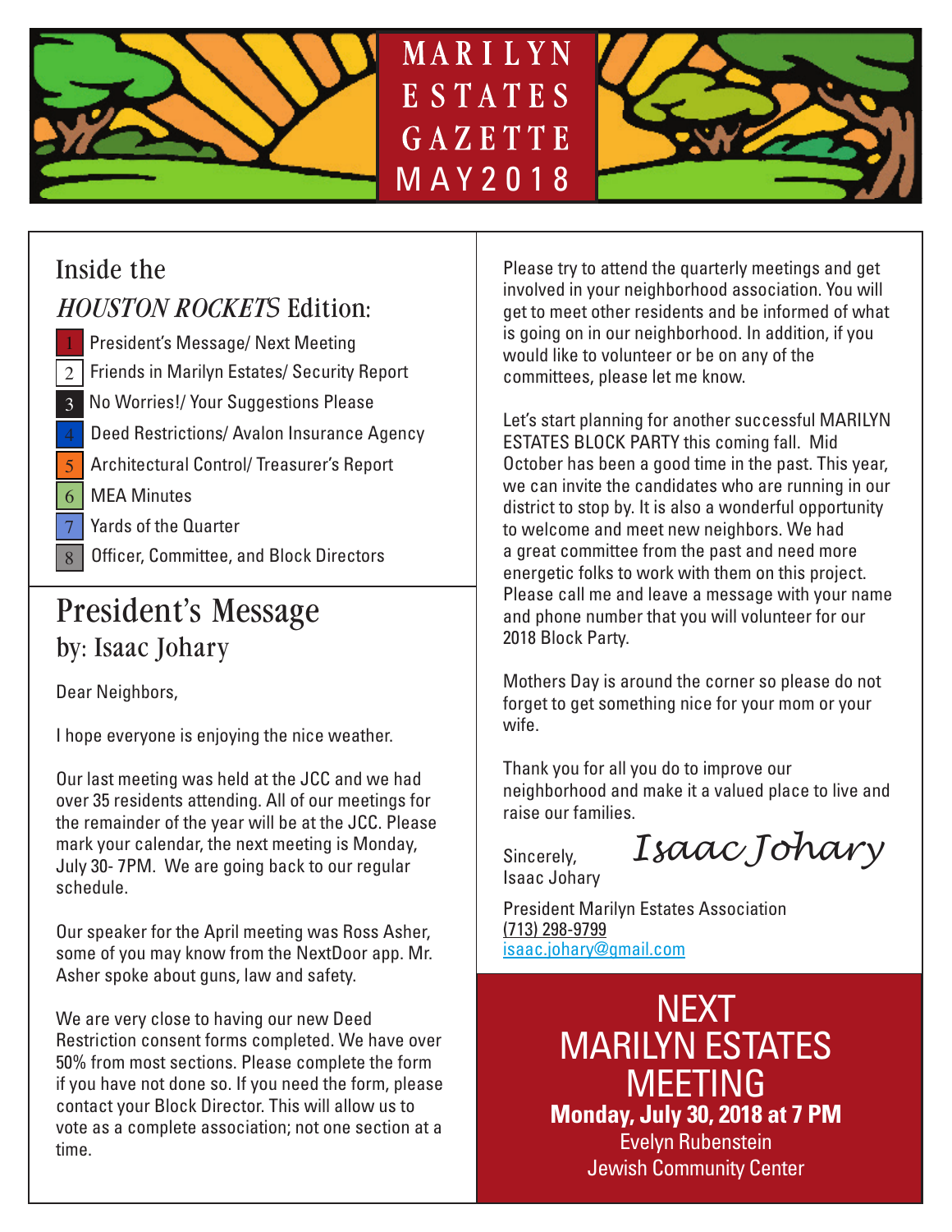# MARILYN ESTATES GAZETTE MAY 2018

## Inside the *HOUSTON ROCKETS* Edition:

1. President's Message/ Next Meeting
2. Friends in Marilyn Estates/ Security Report
3. No Worries!/ Your Suggestions Please
4. Deed Restrictions/ Avalon Insurance Agency
5. Architectural Control/ Treasurer's Report
6. MEA Minutes
7. Yards of the Quarter
8. Officer, Committee, and Block Directors

## President's Message

### by: Isaac Johary

Dear Neighbors,

I hope everyone is enjoying the nice weather.

Our last meeting was held at the JCC and we had over 35 residents attending. All of our meetings for the remainder of the year will be at the JCC. Please mark your calendar, the next meeting is Monday, July 30- 7PM. We are going back to our regular schedule.

Our speaker for the April meeting was Ross Asher, some of you may know from the NextDoor app. Mr. Asher spoke about guns, law and safety.

We are very close to having our new Deed Restriction consent forms completed. We have over 50% from most sections. Please complete the form if you have not done so. If you need the form, please contact your Block Director. This will allow us to vote as a complete association; not one section at a time.

Please try to attend the quarterly meetings and get involved in your neighborhood association. You will get to meet other residents and be informed of what is going on in our neighborhood. In addition, if you would like to volunteer or be on any of the committees, please let me know.

Let's start planning for another successful MARILYN ESTATES BLOCK PARTY this coming fall. Mid October has been a good time in the past. This year, we can invite the candidates who are running in our district to stop by. It is also a wonderful opportunity to welcome and meet new neighbors. We had a great committee from the past and need more energetic folks to work with them on this project. Please call me and leave a message with your name and phone number that you will volunteer for our 2018 Block Party.

Mothers Day is around the corner so please do not forget to get something nice for your mom or your wife.

Thank you for all you do to improve our neighborhood and make it a valued place to live and raise our families.

Sincerely,
*Isaac Johary*
Isaac Johary

President Marilyn Estates Association
(713) 298-9799
isaac.johary@gmail.com

## NEXT MARILYN ESTATES MEETING

**Monday, July 30, 2018 at 7 PM**
Evelyn Rubenstein
Jewish Community Center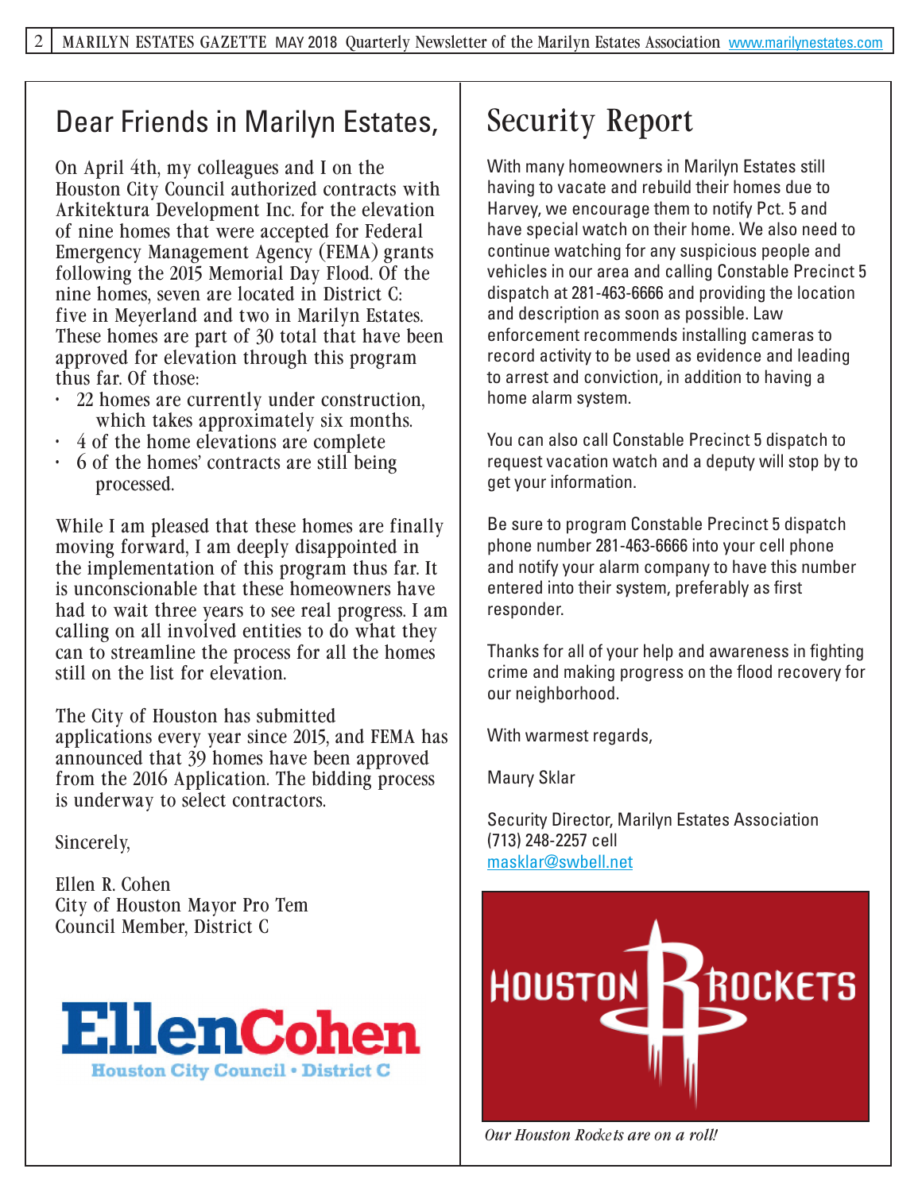# Dear Friends in Marilyn Estates,

On April 4th, my colleagues and I on the Houston City Council authorized contracts with Arkitektura Development Inc. for the elevation of nine homes that were accepted for Federal Emergency Management Agency (FEMA) grants following the 2015 Memorial Day Flood. Of the nine homes, seven are located in District C: five in Meyerland and two in Marilyn Estates. These homes are part of 30 total that have been approved for elevation through this program thus far. Of those:

- 22 homes are currently under construction, which takes approximately six months.
- 4 of the home elevations are complete
- 6 of the homes' contracts are still being processed.

While I am pleased that these homes are finally moving forward, I am deeply disappointed in the implementation of this program thus far. It is unconscionable that these homeowners have had to wait three years to see real progress. I am calling on all involved entities to do what they can to streamline the process for all the homes still on the list for elevation.

The City of Houston has submitted applications every year since 2015, and FEMA has announced that 39 homes have been approved from the 2016 Application. The bidding process is underway to select contractors.

Sincerely,

Ellen R. Cohen
City of Houston Mayor Pro Tem
Council Member, District C

**EllenCohen**
Houston City Council • District C

# Security Report

With many homeowners in Marilyn Estates still having to vacate and rebuild their homes due to Harvey, we encourage them to notify Pct. 5 and have special watch on their home. We also need to continue watching for any suspicious people and vehicles in our area and calling Constable Precinct 5 dispatch at 281-463-6666 and providing the location and description as soon as possible. Law enforcement recommends installing cameras to record activity to be used as evidence and leading to arrest and conviction, in addition to having a home alarm system.

You can also call Constable Precinct 5 dispatch to request vacation watch and a deputy will stop by to get your information.

Be sure to program Constable Precinct 5 dispatch phone number 281-463-6666 into your cell phone and notify your alarm company to have this number entered into their system, preferably as first responder.

Thanks for all of your help and awareness in fighting crime and making progress on the flood recovery for our neighborhood.

With warmest regards,

Maury Sklar

Security Director, Marilyn Estates Association
(713) 248-2257 cell
masklar@swbell.net

HOUSTON ROCKETS

*Our Houston Rockets are on a roll!*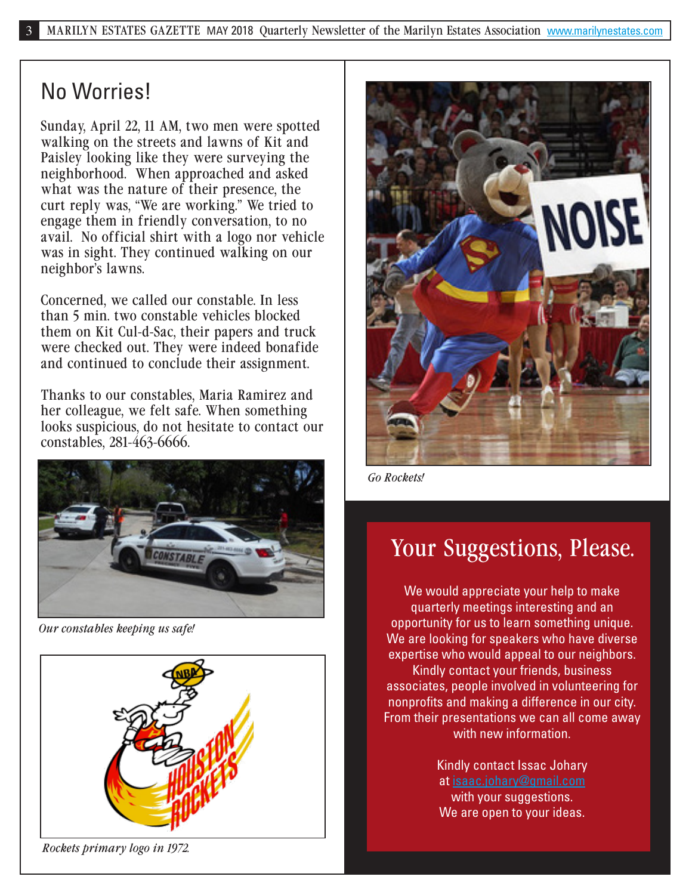## No Worries!

Sunday, April 22, 11 AM, two men were spotted walking on the streets and lawns of Kit and Paisley looking like they were surveying the neighborhood. When approached and asked what was the nature of their presence, the curt reply was, "We are working." We tried to engage them in friendly conversation, to no avail. No official shirt with a logo nor vehicle was in sight. They continued walking on our neighbor's lawns.

Concerned, we called our constable. In less than 5 min. two constable vehicles blocked them on Kit Cul-d-Sac, their papers and truck were checked out. They were indeed bonafide and continued to conclude their assignment.

Thanks to our constables, Maria Ramirez and her colleague, we felt safe. When something looks suspicious, do not hesitate to contact our constables, 281-463-6666.

*Our constables keeping us safe!*

*Rockets primary logo in 1972.*

*Go Rockets!*

## Your Suggestions, Please.

We would appreciate your help to make quarterly meetings interesting and an opportunity for us to learn something unique. We are looking for speakers who have diverse expertise who would appeal to our neighbors. Kindly contact your friends, business associates, people involved in volunteering for nonprofits and making a difference in our city. From their presentations we can all come away with new information.

Kindly contact Issac Johary at isaac.johary@gmail.com with your suggestions. We are open to your ideas.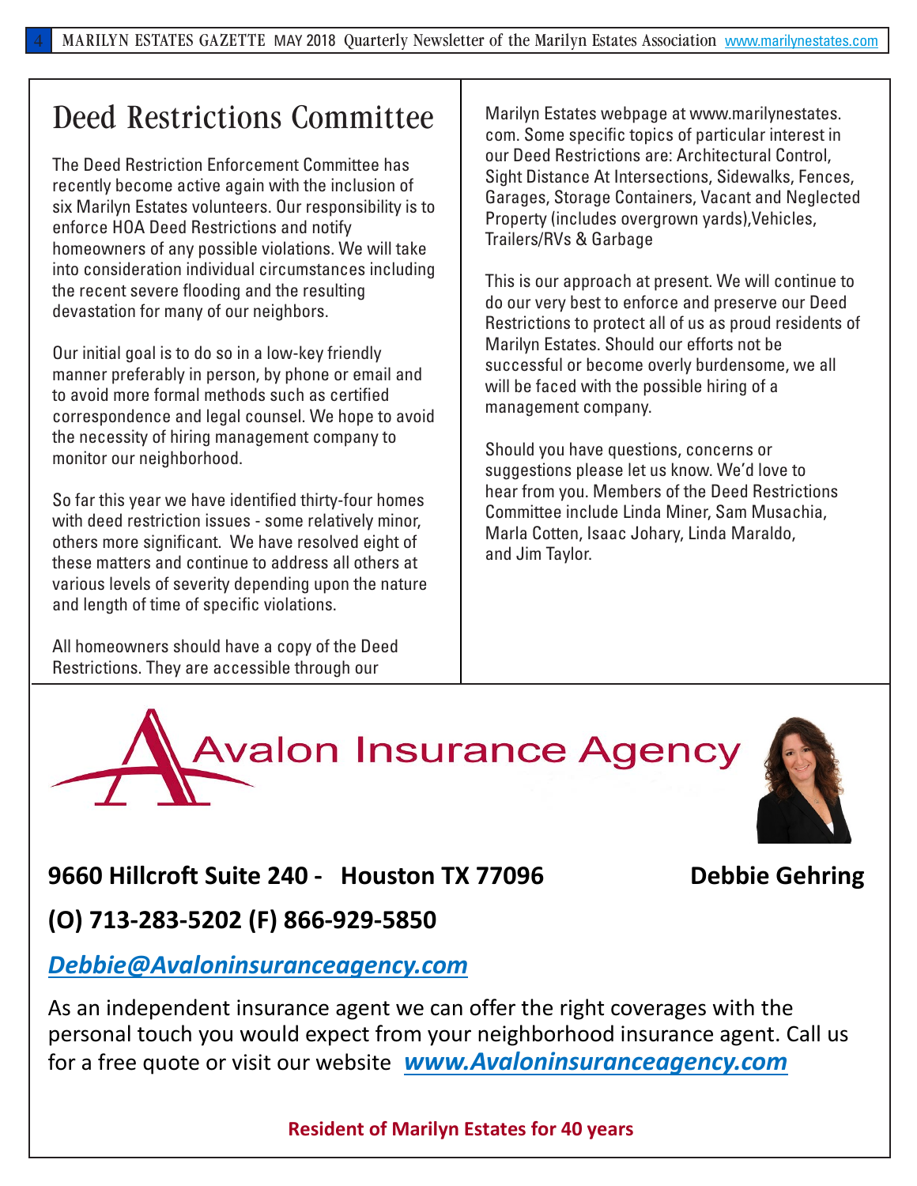# Deed Restrictions Committee

The Deed Restriction Enforcement Committee has recently become active again with the inclusion of six Marilyn Estates volunteers. Our responsibility is to enforce HOA Deed Restrictions and notify homeowners of any possible violations. We will take into consideration individual circumstances including the recent severe flooding and the resulting devastation for many of our neighbors.

Our initial goal is to do so in a low-key friendly manner preferably in person, by phone or email and to avoid more formal methods such as certified correspondence and legal counsel. We hope to avoid the necessity of hiring management company to monitor our neighborhood.

So far this year we have identified thirty-four homes with deed restriction issues - some relatively minor, others more significant. We have resolved eight of these matters and continue to address all others at various levels of severity depending upon the nature and length of time of specific violations.

All homeowners should have a copy of the Deed Restrictions. They are accessible through our Marilyn Estates webpage at www.marilynestates.com. Some specific topics of particular interest in our Deed Restrictions are: Architectural Control, Sight Distance At Intersections, Sidewalks, Fences, Garages, Storage Containers, Vacant and Neglected Property (includes overgrown yards),Vehicles, Trailers/RVs & Garbage

This is our approach at present. We will continue to do our very best to enforce and preserve our Deed Restrictions to protect all of us as proud residents of Marilyn Estates. Should our efforts not be successful or become overly burdensome, we all will be faced with the possible hiring of a management company.

Should you have questions, concerns or suggestions please let us know. We'd love to hear from you. Members of the Deed Restrictions Committee include Linda Miner, Sam Musachia, Marla Cotten, Isaac Johary, Linda Maraldo, and Jim Taylor.

## Avalon Insurance Agency

**9660 Hillcroft Suite 240 - Houston TX 77096** **Debbie Gehring**

**(O) 713-283-5202 (F) 866-929-5850**

***Debbie@Avaloninsuranceagency.com***

As an independent insurance agent we can offer the right coverages with the personal touch you would expect from your neighborhood insurance agent. Call us for a free quote or visit our website ***www.Avaloninsuranceagency.com***

**Resident of Marilyn Estates for 40 years**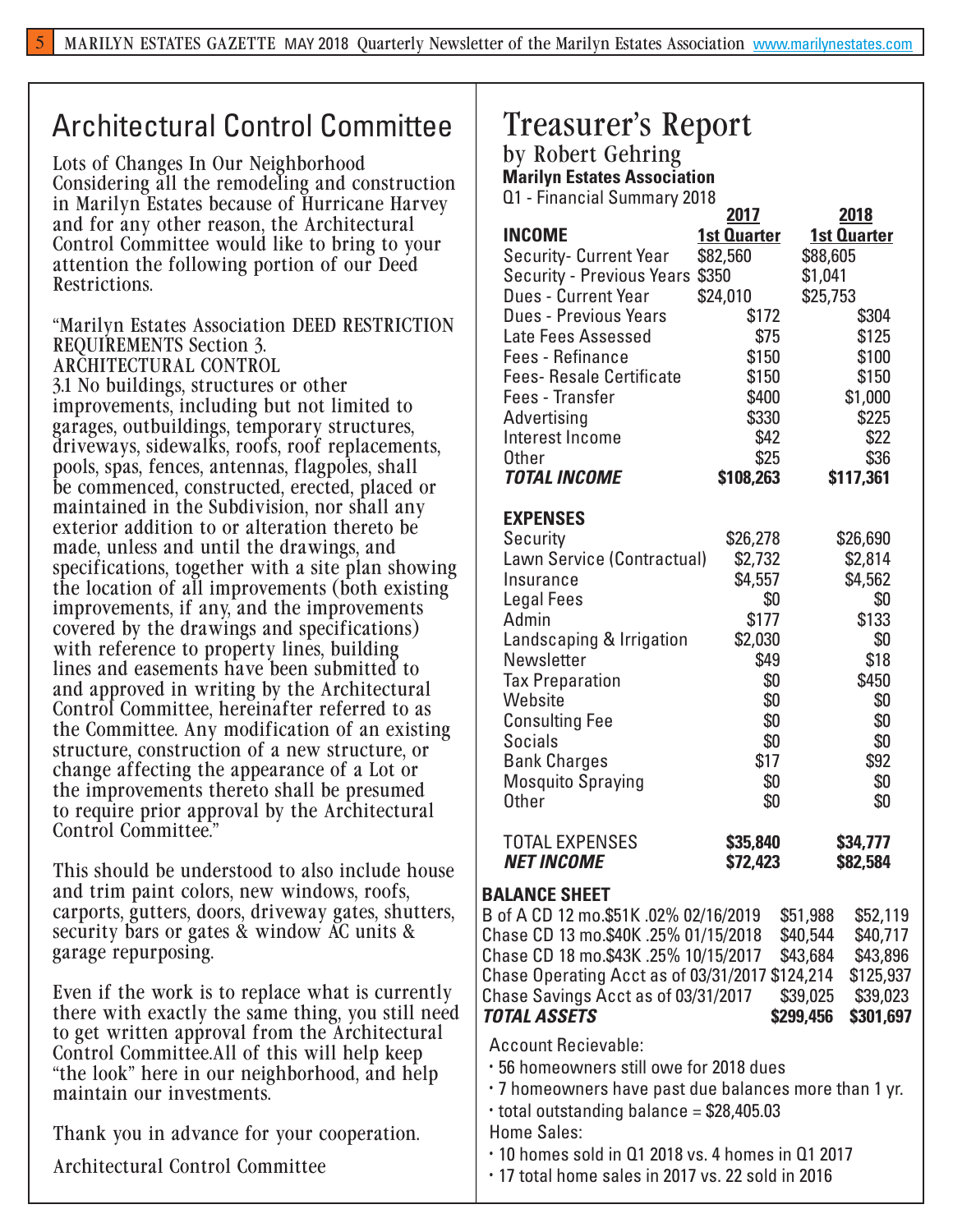## Architectural Control Committee

Lots of Changes In Our Neighborhood
Considering all the remodeling and construction in Marilyn Estates because of Hurricane Harvey and for any other reason, the Architectural Control Committee would like to bring to your attention the following portion of our Deed Restrictions.

"Marilyn Estates Association DEED RESTRICTION REQUIREMENTS Section 3.
ARCHITECTURAL CONTROL
3.1 No buildings, structures or other improvements, including but not limited to garages, outbuildings, temporary structures, driveways, sidewalks, roofs, roof replacements, pools, spas, fences, antennas, flagpoles, shall be commenced, constructed, erected, placed or maintained in the Subdivision, nor shall any exterior addition to or alteration thereto be made, unless and until the drawings, and specifications, together with a site plan showing the location of all improvements (both existing improvements, if any, and the improvements covered by the drawings and specifications) with reference to property lines, building lines and easements have been submitted to and approved in writing by the Architectural Control Committee, hereinafter referred to as the Committee. Any modification of an existing structure, construction of a new structure, or change affecting the appearance of a Lot or the improvements thereto shall be presumed to require prior approval by the Architectural Control Committee."

This should be understood to also include house and trim paint colors, new windows, roofs, carports, gutters, doors, driveway gates, shutters, security bars or gates & window AC units & garage repurposing.

Even if the work is to replace what is currently there with exactly the same thing, you still need to get written approval from the Architectural Control Committee.All of this will help keep "the look" here in our neighborhood, and help maintain our investments.

Thank you in advance for your cooperation.

Architectural Control Committee

## Treasurer's Report

by Robert Gehring

**Marilyn Estates Association**

Q1 - Financial Summary 2018

| | 2017 1st Quarter | 2018 1st Quarter |
|---|---|---|
| **INCOME** | | |
| Security- Current Year | $82,560 | $88,605 |
| Security - Previous Years | $350 | $1,041 |
| Dues - Current Year | $24,010 | $25,753 |
| Dues - Previous Years | $172 | $304 |
| Late Fees Assessed | $75 | $125 |
| Fees - Refinance | $150 | $100 |
| Fees- Resale Certificate | $150 | $150 |
| Fees - Transfer | $400 | $1,000 |
| Advertising | $330 | $225 |
| Interest Income | $42 | $22 |
| Other | $25 | $36 |
| ***TOTAL INCOME*** | **$108,263** | **$117,361** |
| **EXPENSES** | | |
| Security | $26,278 | $26,690 |
| Lawn Service (Contractual) | $2,732 | $2,814 |
| Insurance | $4,557 | $4,562 |
| Legal Fees | $0 | $0 |
| Admin | $177 | $133 |
| Landscaping & Irrigation | $2,030 | $0 |
| Newsletter | $49 | $18 |
| Tax Preparation | $0 | $450 |
| Website | $0 | $0 |
| Consulting Fee | $0 | $0 |
| Socials | $0 | $0 |
| Bank Charges | $17 | $92 |
| Mosquito Spraying | $0 | $0 |
| Other | $0 | $0 |
| TOTAL EXPENSES | **$35,840** | **$34,777** |
| ***NET INCOME*** | **$72,423** | **$82,584** |

**BALANCE SHEET**

| | | |
|---|---|---|
| B of A CD 12 mo.$51K .02% 02/16/2019 | $51,988 | $52,119 |
| Chase CD 13 mo.$40K .25% 01/15/2018 | $40,544 | $40,717 |
| Chase CD 18 mo.$43K .25% 10/15/2017 | $43,684 | $43,896 |
| Chase Operating Acct as of 03/31/2017 | $124,214 | $125,937 |
| Chase Savings Acct as of 03/31/2017 | $39,025 | $39,023 |
| ***TOTAL ASSETS*** | **$299,456** | **$301,697** |

Account Recievable:

- 56 homeowners still owe for 2018 dues
- 7 homeowners have past due balances more than 1 yr.
- total outstanding balance = $28,405.03

Home Sales:

- 10 homes sold in Q1 2018 vs. 4 homes in Q1 2017
- 17 total home sales in 2017 vs. 22 sold in 2016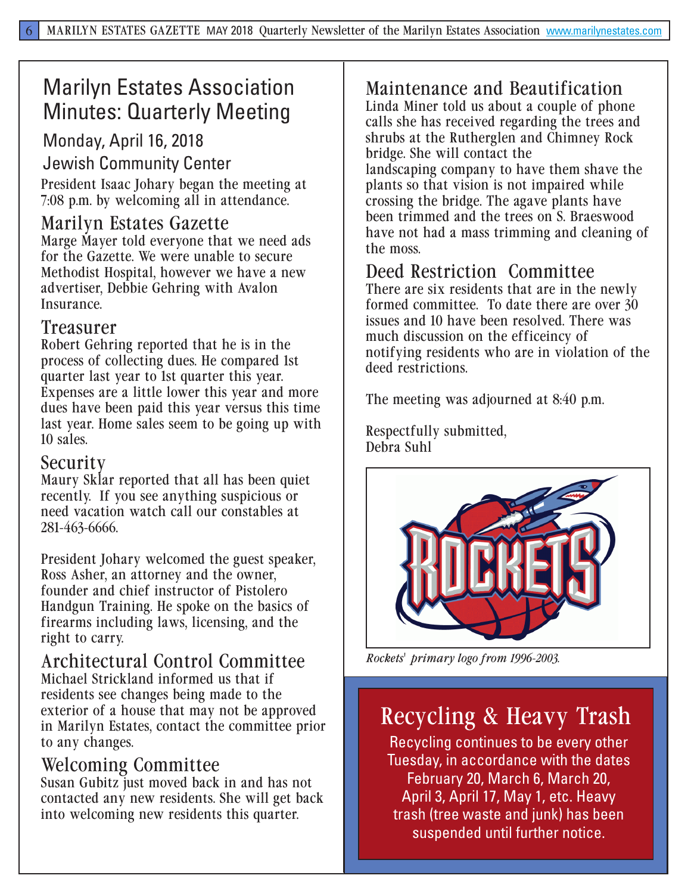# Marilyn Estates Association Minutes: Quarterly Meeting

## Monday, April 16, 2018

## Jewish Community Center

President Isaac Johary began the meeting at 7:08 p.m. by welcoming all in attendance.

### Marilyn Estates Gazette

Marge Mayer told everyone that we need ads for the Gazette. We were unable to secure Methodist Hospital, however we have a new advertiser, Debbie Gehring with Avalon Insurance.

### Treasurer

Robert Gehring reported that he is in the process of collecting dues. He compared 1st quarter last year to 1st quarter this year. Expenses are a little lower this year and more dues have been paid this year versus this time last year. Home sales seem to be going up with 10 sales.

### Security

Maury Sklar reported that all has been quiet recently. If you see anything suspicious or need vacation watch call our constables at 281-463-6666.

President Johary welcomed the guest speaker, Ross Asher, an attorney and the owner, founder and chief instructor of Pistolero Handgun Training. He spoke on the basics of firearms including laws, licensing, and the right to carry.

### Architectural Control Committee

Michael Strickland informed us that if residents see changes being made to the exterior of a house that may not be approved in Marilyn Estates, contact the committee prior to any changes.

### Welcoming Committee

Susan Gubitz just moved back in and has not contacted any new residents. She will get back into welcoming new residents this quarter.

### Maintenance and Beautification

Linda Miner told us about a couple of phone calls she has received regarding the trees and shrubs at the Rutherglen and Chimney Rock bridge. She will contact the landscaping company to have them shave the plants so that vision is not impaired while crossing the bridge. The agave plants have been trimmed and the trees on S. Braeswood have not had a mass trimming and cleaning of the moss.

### Deed Restriction Committee

There are six residents that are in the newly formed committee. To date there are over 30 issues and 10 have been resolved. There was much discussion on the efficeincy of notifying residents who are in violation of the deed restrictions.

The meeting was adjourned at 8:40 p.m.

Respectfully submitted,
Debra Suhl

*Rockets' primary logo from 1996-2003.*

## Recycling & Heavy Trash

Recycling continues to be every other Tuesday, in accordance with the dates February 20, March 6, March 20, April 3, April 17, May 1, etc. Heavy trash (tree waste and junk) has been suspended until further notice.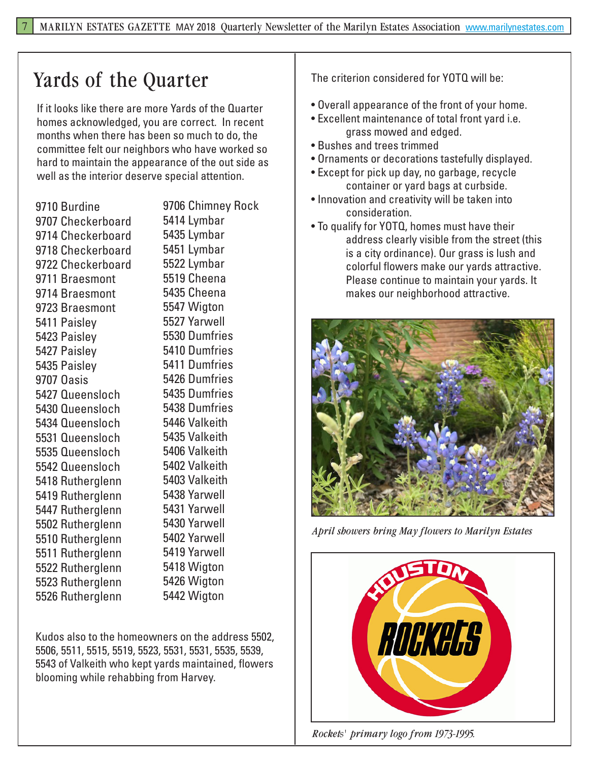# Yards of the Quarter

If it looks like there are more Yards of the Quarter homes acknowledged, you are correct. In recent months when there has been so much to do, the committee felt our neighbors who have worked so hard to maintain the appearance of the out side as well as the interior deserve special attention.

9710 Burdine
9707 Checkerboard
9714 Checkerboard
9718 Checkerboard
9722 Checkerboard
9711 Braesmont
9714 Braesmont
9723 Braesmont
5411 Paisley
5423 Paisley
5427 Paisley
5435 Paisley
9707 Oasis
5427 Queensloch
5430 Queensloch
5434 Queensloch
5531 Queensloch
5535 Queensloch
5542 Queensloch
5418 Rutherglenn
5419 Rutherglenn
5447 Rutherglenn
5502 Rutherglenn
5510 Rutherglenn
5511 Rutherglenn
5522 Rutherglenn
5523 Rutherglenn
5526 Rutherglenn
9706 Chimney Rock
5414 Lymbar
5435 Lymbar
5451 Lymbar
5522 Lymbar
5519 Cheena
5435 Cheena
5547 Wigton
5527 Yarwell
5530 Dumfries
5410 Dumfries
5411 Dumfries
5426 Dumfries
5435 Dumfries
5438 Dumfries
5446 Valkeith
5435 Valkeith
5406 Valkeith
5402 Valkeith
5403 Valkeith
5438 Yarwell
5431 Yarwell
5430 Yarwell
5402 Yarwell
5419 Yarwell
5418 Wigton
5426 Wigton
5442 Wigton

Kudos also to the homeowners on the address 5502, 5506, 5511, 5515, 5519, 5523, 5531, 5531, 5535, 5539, 5543 of Valkeith who kept yards maintained, flowers blooming while rehabbing from Harvey.

The criterion considered for YOTQ will be:

- Overall appearance of the front of your home.
- Excellent maintenance of total front yard i.e. grass mowed and edged.
- Bushes and trees trimmed
- Ornaments or decorations tastefully displayed.
- Except for pick up day, no garbage, recycle container or yard bags at curbside.
- Innovation and creativity will be taken into consideration.
- To qualify for YOTQ, homes must have their address clearly visible from the street (this is a city ordinance). Our grass is lush and colorful flowers make our yards attractive. Please continue to maintain your yards. It makes our neighborhood attractive.

*April showers bring May flowers to Marilyn Estates*

*Rockets' primary logo from 1973-1995.*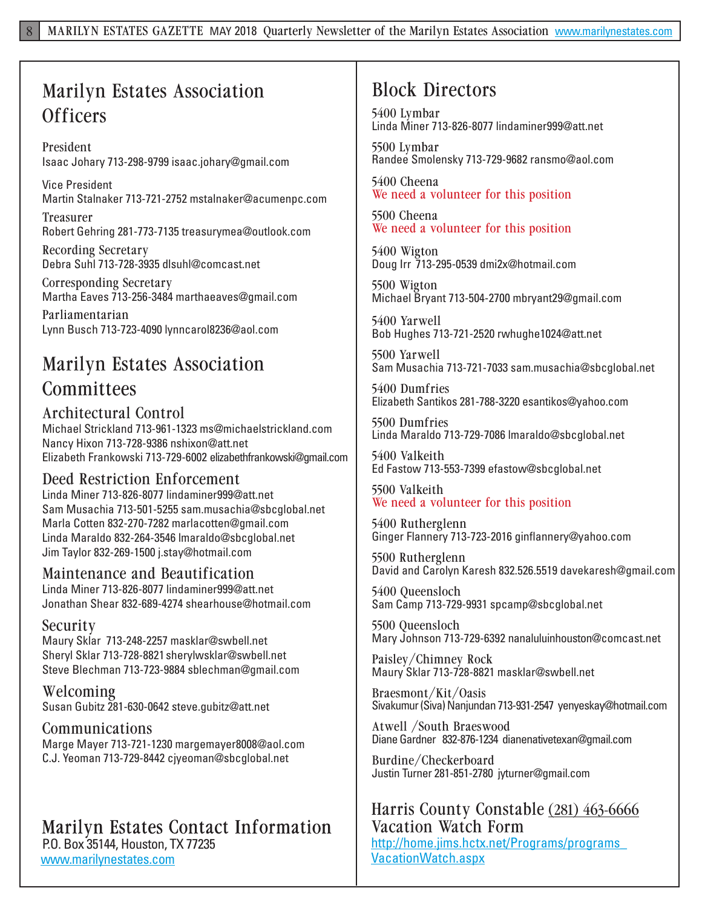## Marilyn Estates Association Officers

President
Isaac Johary 713-298-9799 isaac.johary@gmail.com

Vice President
Martin Stalnaker 713-721-2752 mstalnaker@acumenpc.com

Treasurer
Robert Gehring 281-773-7135 treasurymea@outlook.com

Recording Secretary
Debra Suhl 713-728-3935 dlsuhl@comcast.net

Corresponding Secretary
Martha Eaves 713-256-3484 marthaeaves@gmail.com

Parliamentarian
Lynn Busch 713-723-4090 lynncarol8236@aol.com

## Marilyn Estates Association Committees

### Architectural Control
Michael Strickland 713-961-1323 ms@michaelstrickland.com
Nancy Hixon 713-728-9386 nshixon@att.net
Elizabeth Frankowski 713-729-6002 elizabethfrankowski@gmail.com

### Deed Restriction Enforcement
Linda Miner 713-826-8077 lindaminer999@att.net
Sam Musachia 713-501-5255 sam.musachia@sbcglobal.net
Marla Cotten 832-270-7282 marlacotten@gmail.com
Linda Maraldo 832-264-3546 lmaraldo@sbcglobal.net
Jim Taylor 832-269-1500 j.stay@hotmail.com

### Maintenance and Beautification
Linda Miner 713-826-8077 lindaminer999@att.net
Jonathan Shear 832-689-4274 shearhouse@hotmail.com

### Security
Maury Sklar 713-248-2257 masklar@swbell.net
Sheryl Sklar 713-728-8821 sherylwsklar@swbell.net
Steve Blechman 713-723-9884 sblechman@gmail.com

### Welcoming
Susan Gubitz 281-630-0642 steve.gubitz@att.net

### Communications
Marge Mayer 713-721-1230 margemayer8008@aol.com
C.J. Yeoman 713-729-8442 cjyeoman@sbcglobal.net

## Marilyn Estates Contact Information
P.O. Box 35144, Houston, TX 77235
www.marilynestates.com

## Block Directors

5400 Lymbar
Linda Miner 713-826-8077 lindaminer999@att.net

5500 Lymbar
Randee Smolensky 713-729-9682 ransmo@aol.com

5400 Cheena
We need a volunteer for this position

5500 Cheena
We need a volunteer for this position

5400 Wigton
Doug Irr 713-295-0539 dmi2x@hotmail.com

5500 Wigton
Michael Bryant 713-504-2700 mbryant29@gmail.com

5400 Yarwell
Bob Hughes 713-721-2520 rwhughe1024@att.net

5500 Yarwell
Sam Musachia 713-721-7033 sam.musachia@sbcglobal.net

5400 Dumfries
Elizabeth Santikos 281-788-3220 esantikos@yahoo.com

5500 Dumfries
Linda Maraldo 713-729-7086 lmaraldo@sbcglobal.net

5400 Valkeith
Ed Fastow 713-553-7399 efastow@sbcglobal.net

5500 Valkeith
We need a volunteer for this position

5400 Rutherglenn
Ginger Flannery 713-723-2016 ginflannery@yahoo.com

5500 Rutherglenn
David and Carolyn Karesh 832.526.5519 davekaresh@gmail.com

5400 Queensloch
Sam Camp 713-729-9931 spcamp@sbcglobal.net

5500 Queensloch
Mary Johnson 713-729-6392 nanaluluinhouston@comcast.net

Paisley/Chimney Rock
Maury Sklar 713-728-8821 masklar@swbell.net

Braesmont/Kit/Oasis
Sivakumur (Siva) Nanjundan 713-931-2547 yenyeskay@hotmail.com

Atwell /South Braeswood
Diane Gardner 832-876-1234 dianenativetexan@gmail.com

Burdine/Checkerboard
Justin Turner 281-851-2780 jyturner@gmail.com

## Harris County Constable (281) 463-6666 Vacation Watch Form
http://home.jims.hctx.net/Programs/programs_VacationWatch.aspx